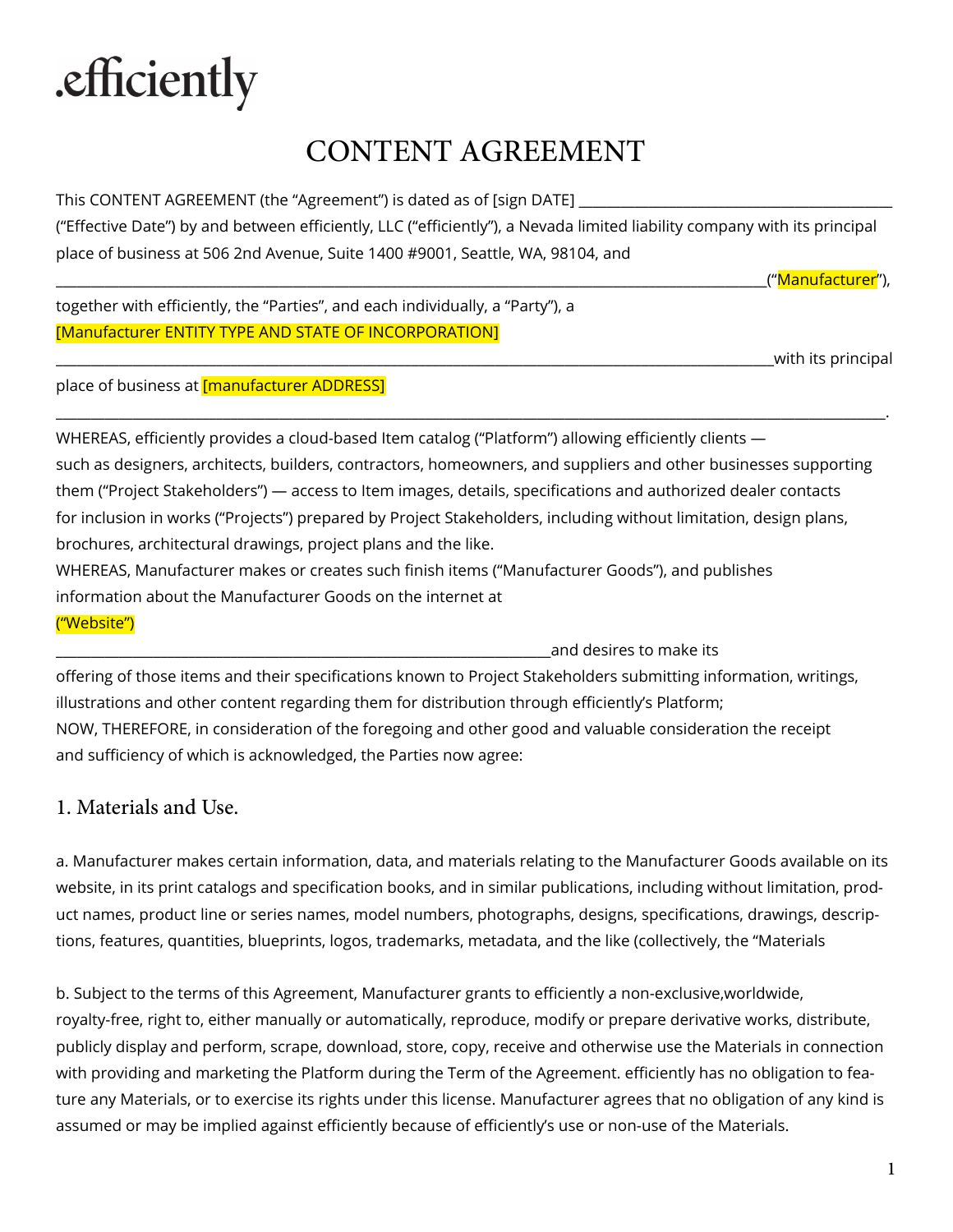.efficiently

# CONTENT AGREEMENT

This CONTENT AGREEMENT (the "Agreement") is dated as of [sign DATE] ________________________________________ ("Effective Date") by and between efficiently, LLC ("efficiently"), a Nevada limited liability company with its principal place of business at 506 2nd Avenue, Suite 1400 #9001, Seattle, WA, 98104, and

__________________________________________________________________________________________("Manufacturer"), together with efficiently, the "Parties", and each individually, a "Party"), a [Manufacturer ENTITY TYPE AND STATE OF INCORPORATION]

__________________________________________________________________________________________with its principal place of business at [manufacturer ADDRESS]

__________________________________________________________________________________________.

WHEREAS, efficiently provides a cloud-based Item catalog ("Platform") allowing efficiently clients — such as designers, architects, builders, contractors, homeowners, and suppliers and other businesses supporting them ("Project Stakeholders") — access to Item images, details, specifications and authorized dealer contacts for inclusion in works ("Projects") prepared by Project Stakeholders, including without limitation, design plans, brochures, architectural drawings, project plans and the like.

WHEREAS, Manufacturer makes or creates such finish items ("Manufacturer Goods"), and publishes information about the Manufacturer Goods on the internet at ("Website")

_________________________________________________________________and desires to make its offering of those items and their specifications known to Project Stakeholders submitting information, writings, illustrations and other content regarding them for distribution through efficiently's Platform;

NOW, THEREFORE, in consideration of the foregoing and other good and valuable consideration the receipt and sufficiency of which is acknowledged, the Parties now agree:

## 1. Materials and Use.

a. Manufacturer makes certain information, data, and materials relating to the Manufacturer Goods available on its website, in its print catalogs and specification books, and in similar publications, including without limitation, product names, product line or series names, model numbers, photographs, designs, specifications, drawings, descriptions, features, quantities, blueprints, logos, trademarks, metadata, and the like (collectively, the "Materials

b. Subject to the terms of this Agreement, Manufacturer grants to efficiently a non-exclusive,worldwide, royalty-free, right to, either manually or automatically, reproduce, modify or prepare derivative works, distribute, publicly display and perform, scrape, download, store, copy, receive and otherwise use the Materials in connection with providing and marketing the Platform during the Term of the Agreement. efficiently has no obligation to feature any Materials, or to exercise its rights under this license. Manufacturer agrees that no obligation of any kind is assumed or may be implied against efficiently because of efficiently's use or non-use of the Materials.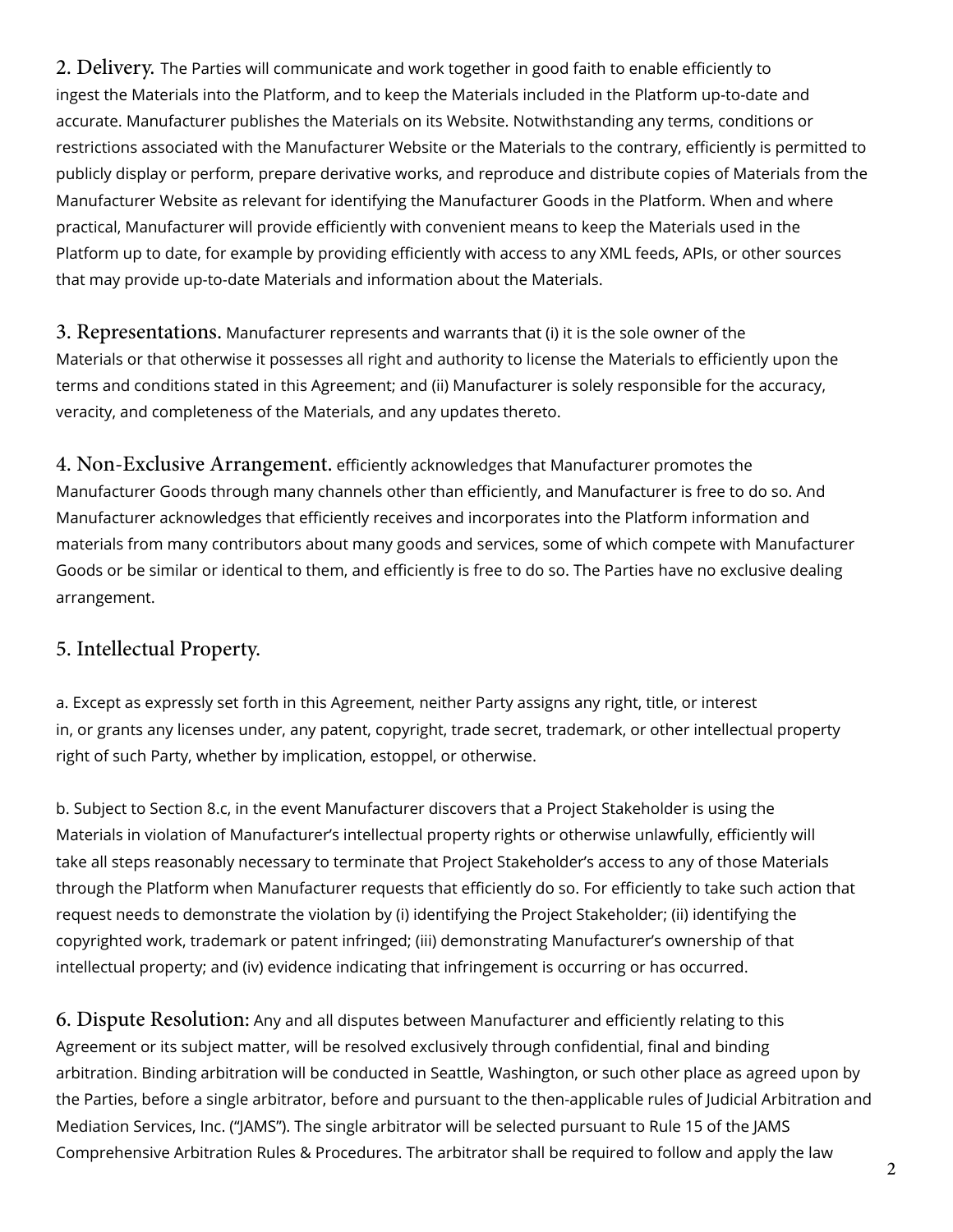**2. Delivery.** The Parties will communicate and work together in good faith to enable efficiently to ingest the Materials into the Platform, and to keep the Materials included in the Platform up-to-date and accurate. Manufacturer publishes the Materials on its Website. Notwithstanding any terms, conditions or restrictions associated with the Manufacturer Website or the Materials to the contrary, efficiently is permitted to publicly display or perform, prepare derivative works, and reproduce and distribute copies of Materials from the Manufacturer Website as relevant for identifying the Manufacturer Goods in the Platform. When and where practical, Manufacturer will provide efficiently with convenient means to keep the Materials used in the Platform up to date, for example by providing efficiently with access to any XML feeds, APIs, or other sources that may provide up-to-date Materials and information about the Materials.

**3. Representations.** Manufacturer represents and warrants that (i) it is the sole owner of the Materials or that otherwise it possesses all right and authority to license the Materials to efficiently upon the terms and conditions stated in this Agreement; and (ii) Manufacturer is solely responsible for the accuracy, veracity, and completeness of the Materials, and any updates thereto.

**4. Non-Exclusive Arrangement.** efficiently acknowledges that Manufacturer promotes the Manufacturer Goods through many channels other than efficiently, and Manufacturer is free to do so. And Manufacturer acknowledges that efficiently receives and incorporates into the Platform information and materials from many contributors about many goods and services, some of which compete with Manufacturer Goods or be similar or identical to them, and efficiently is free to do so. The Parties have no exclusive dealing arrangement.

## 5. Intellectual Property.

a. Except as expressly set forth in this Agreement, neither Party assigns any right, title, or interest in, or grants any licenses under, any patent, copyright, trade secret, trademark, or other intellectual property right of such Party, whether by implication, estoppel, or otherwise.

b. Subject to Section 8.c, in the event Manufacturer discovers that a Project Stakeholder is using the Materials in violation of Manufacturer's intellectual property rights or otherwise unlawfully, efficiently will take all steps reasonably necessary to terminate that Project Stakeholder's access to any of those Materials through the Platform when Manufacturer requests that efficiently do so. For efficiently to take such action that request needs to demonstrate the violation by (i) identifying the Project Stakeholder; (ii) identifying the copyrighted work, trademark or patent infringed; (iii) demonstrating Manufacturer's ownership of that intellectual property; and (iv) evidence indicating that infringement is occurring or has occurred.

**6. Dispute Resolution:** Any and all disputes between Manufacturer and efficiently relating to this Agreement or its subject matter, will be resolved exclusively through confidential, final and binding arbitration. Binding arbitration will be conducted in Seattle, Washington, or such other place as agreed upon by the Parties, before a single arbitrator, before and pursuant to the then-applicable rules of Judicial Arbitration and Mediation Services, Inc. ("JAMS"). The single arbitrator will be selected pursuant to Rule 15 of the JAMS Comprehensive Arbitration Rules & Procedures. The arbitrator shall be required to follow and apply the law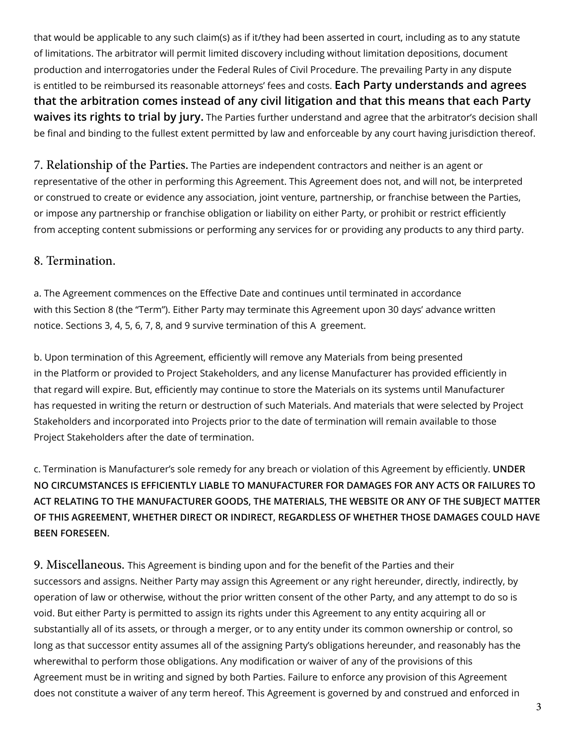that would be applicable to any such claim(s) as if it/they had been asserted in court, including as to any statute of limitations. The arbitrator will permit limited discovery including without limitation depositions, document production and interrogatories under the Federal Rules of Civil Procedure. The prevailing Party in any dispute is entitled to be reimbursed its reasonable attorneys' fees and costs. **Each Party understands and agrees that the arbitration comes instead of any civil litigation and that this means that each Party waives its rights to trial by jury.** The Parties further understand and agree that the arbitrator's decision shall be final and binding to the fullest extent permitted by law and enforceable by any court having jurisdiction thereof.

**7. Relationship of the Parties.** The Parties are independent contractors and neither is an agent or representative of the other in performing this Agreement. This Agreement does not, and will not, be interpreted or construed to create or evidence any association, joint venture, partnership, or franchise between the Parties, or impose any partnership or franchise obligation or liability on either Party, or prohibit or restrict efficiently from accepting content submissions or performing any services for or providing any products to any third party.

## 8. Termination.

a. The Agreement commences on the Effective Date and continues until terminated in accordance with this Section 8 (the "Term"). Either Party may terminate this Agreement upon 30 days' advance written notice. Sections 3, 4, 5, 6, 7, 8, and 9 survive termination of this A greement.

b. Upon termination of this Agreement, efficiently will remove any Materials from being presented in the Platform or provided to Project Stakeholders, and any license Manufacturer has provided efficiently in that regard will expire. But, efficiently may continue to store the Materials on its systems until Manufacturer has requested in writing the return or destruction of such Materials. And materials that were selected by Project Stakeholders and incorporated into Projects prior to the date of termination will remain available to those Project Stakeholders after the date of termination.

c. Termination is Manufacturer's sole remedy for any breach or violation of this Agreement by efficiently. **UNDER NO CIRCUMSTANCES IS EFFICIENTLY LIABLE TO MANUFACTURER FOR DAMAGES FOR ANY ACTS OR FAILURES TO ACT RELATING TO THE MANUFACTURER GOODS, THE MATERIALS, THE WEBSITE OR ANY OF THE SUBJECT MATTER OF THIS AGREEMENT, WHETHER DIRECT OR INDIRECT, REGARDLESS OF WHETHER THOSE DAMAGES COULD HAVE BEEN FORESEEN.**

**9. Miscellaneous.** This Agreement is binding upon and for the benefit of the Parties and their successors and assigns. Neither Party may assign this Agreement or any right hereunder, directly, indirectly, by operation of law or otherwise, without the prior written consent of the other Party, and any attempt to do so is void. But either Party is permitted to assign its rights under this Agreement to any entity acquiring all or substantially all of its assets, or through a merger, or to any entity under its common ownership or control, so long as that successor entity assumes all of the assigning Party's obligations hereunder, and reasonably has the wherewithal to perform those obligations. Any modification or waiver of any of the provisions of this Agreement must be in writing and signed by both Parties. Failure to enforce any provision of this Agreement does not constitute a waiver of any term hereof. This Agreement is governed by and construed and enforced in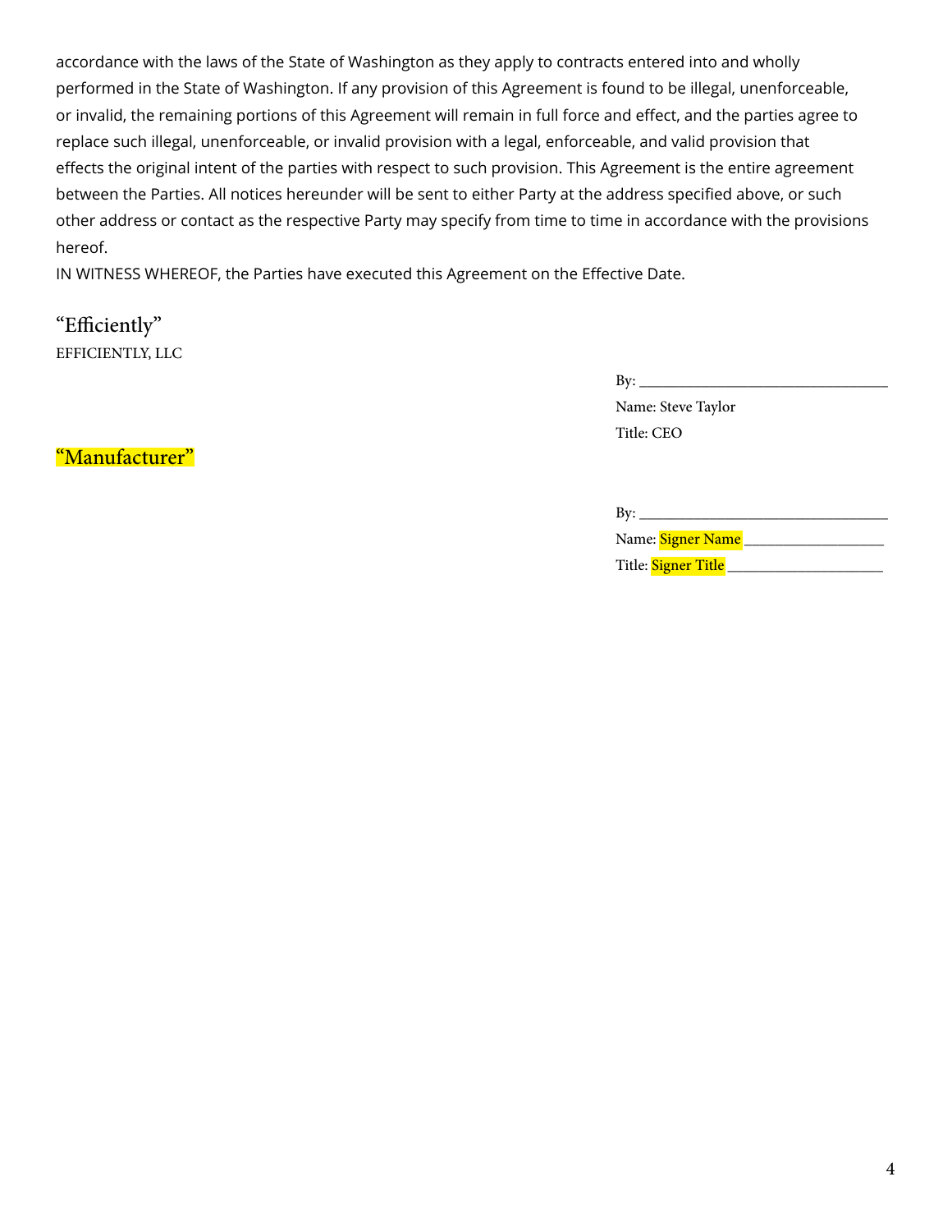accordance with the laws of the State of Washington as they apply to contracts entered into and wholly performed in the State of Washington. If any provision of this Agreement is found to be illegal, unenforceable, or invalid, the remaining portions of this Agreement will remain in full force and effect, and the parties agree to replace such illegal, unenforceable, or invalid provision with a legal, enforceable, and valid provision that effects the original intent of the parties with respect to such provision. This Agreement is the entire agreement between the Parties. All notices hereunder will be sent to either Party at the address specified above, or such other address or contact as the respective Party may specify from time to time in accordance with the provisions hereof.

IN WITNESS WHEREOF, the Parties have executed this Agreement on the Effective Date.

"Efficiently"

EFFICIENTLY, LLC

By: ___________________________________

Name: Steve Taylor

Title: CEO

"Manufacturer"

By: ___________________________________

Name: Signer Name ___________________

Title: Signer Title _____________________